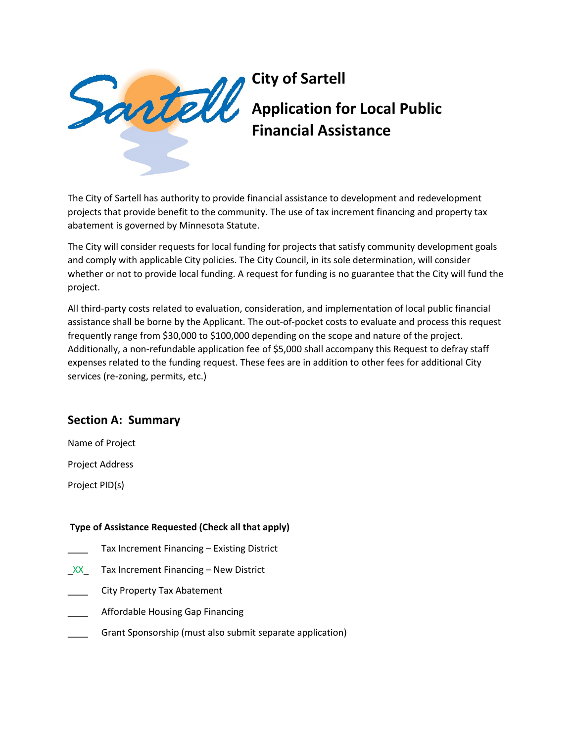# City of Sartell

# Application for Local Public Financial Assistance

The City of Sartell has authority to provide financial assistance to development and redevelopment projects that provide benefit to the community. The use of tax increment financing and property tax abatement is governed by Minnesota Statute.

The City will consider requests for local funding for projects that satisfy community development goals and comply with applicable City policies. The City Council, in its sole determination, will consider whether or not to provide local funding. A request for funding is no guarantee that the City will fund the project.

All third-party costs related to evaluation, consideration, and implementation of local public financial assistance shall be borne by the Applicant. The out-of-pocket costs to evaluate and process this request frequently range from $30,000 to $100,000 depending on the scope and nature of the project. Additionally, a non-refundable application fee of $5,000 shall accompany this Request to defray staff expenses related to the funding request. These fees are in addition to other fees for additional City services (re-zoning, permits, etc.)

## Section A: Summary

Name of Project

Project Address

Project PID(s)

**Type of Assistance Requested (Check all that apply)**

____ Tax Increment Financing – Existing District

_XX_ Tax Increment Financing – New District

____ City Property Tax Abatement

____ Affordable Housing Gap Financing

____ Grant Sponsorship (must also submit separate application)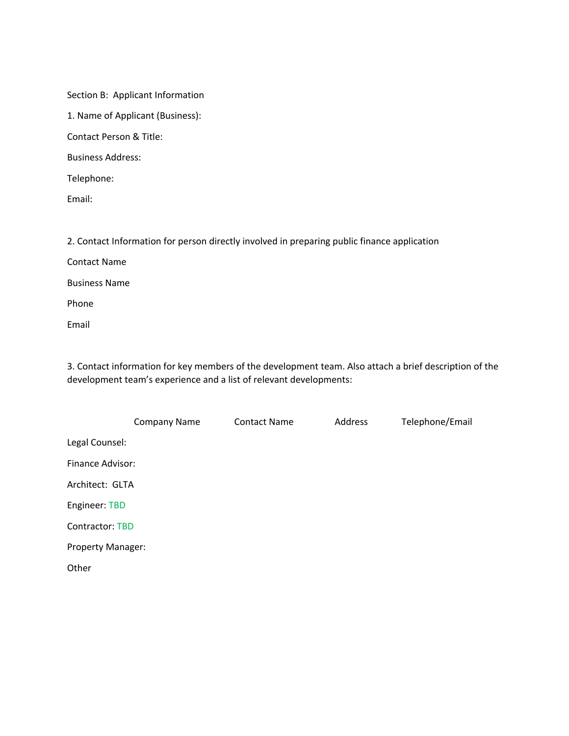Section B: Applicant Information

1. Name of Applicant (Business):

Contact Person & Title:

Business Address:

Telephone:

Email:

2. Contact Information for person directly involved in preparing public finance application

Contact Name

Business Name

Phone

Email

3. Contact information for key members of the development team. Also attach a brief description of the development team's experience and a list of relevant developments:

| | Company Name | Contact Name | Address | Telephone/Email |
|---|---|---|---|---|
| Legal Counsel: | | | | |
| Finance Advisor: | | | | |
| Architect: GLTA | | | | |
| Engineer: TBD | | | | |
| Contractor: TBD | | | | |
| Property Manager: | | | | |
| Other | | | | |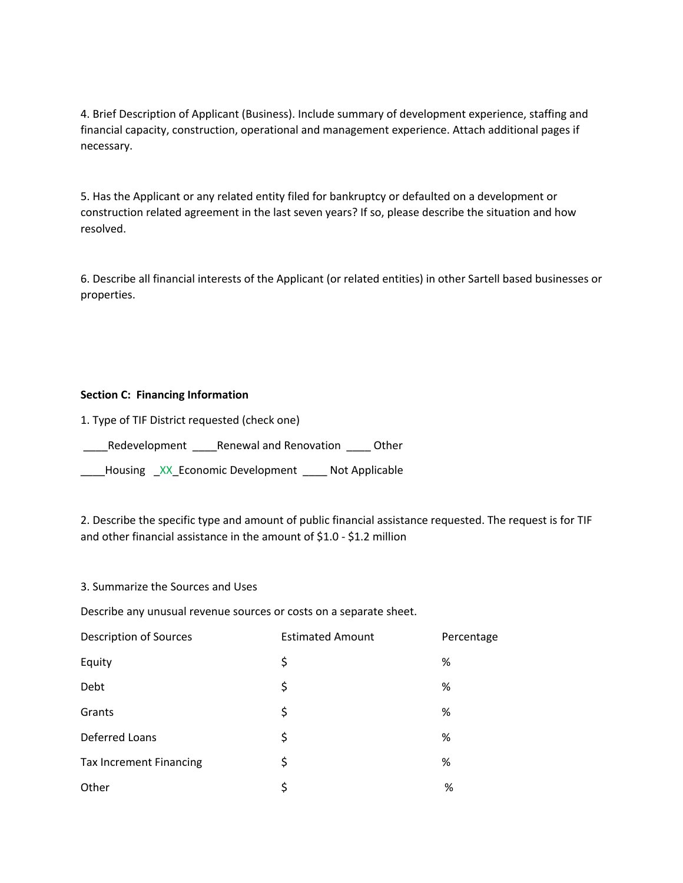4. Brief Description of Applicant (Business). Include summary of development experience, staffing and financial capacity, construction, operational and management experience. Attach additional pages if necessary.

5. Has the Applicant or any related entity filed for bankruptcy or defaulted on a development or construction related agreement in the last seven years? If so, please describe the situation and how resolved.

6. Describe all financial interests of the Applicant (or related entities) in other Sartell based businesses or properties.

**Section C: Financing Information**

1. Type of TIF District requested (check one)

____Redevelopment ____Renewal and Renovation ____ Other

____Housing _XX_Economic Development ____ Not Applicable

2. Describe the specific type and amount of public financial assistance requested. The request is for TIF and other financial assistance in the amount of $1.0 - $1.2 million

3. Summarize the Sources and Uses

Describe any unusual revenue sources or costs on a separate sheet.

| Description of Sources | Estimated Amount | Percentage |
|---|---|---|
| Equity | $ | % |
| Debt | $ | % |
| Grants | $ | % |
| Deferred Loans | $ | % |
| Tax Increment Financing | $ | % |
| Other | $ | % |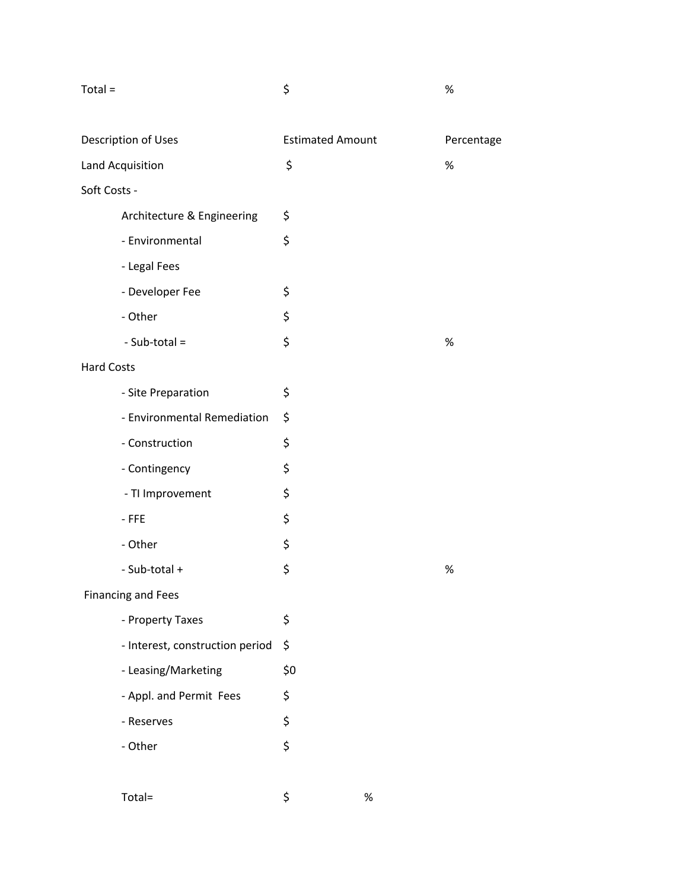| Total = | $ | % |
|---|---|---|

| Description of Uses | Estimated Amount | Percentage |
|---|---|---|
| Land Acquisition | $ | % |
| Soft Costs - | | |
| Architecture & Engineering | $ | |
| - Environmental | $ | |
| - Legal Fees | | |
| - Developer Fee | $ | |
| - Other | $ | |
| - Sub-total = | $ | % |
| Hard Costs | | |
| - Site Preparation | $ | |
| - Environmental Remediation | $ | |
| - Construction | $ | |
| - Contingency | $ | |
| - TI Improvement | $ | |
| - FFE | $ | |
| - Other | $ | |
| - Sub-total + | $ | % |
| Financing and Fees | | |
| - Property Taxes | $ | |
| - Interest, construction period | $ | |
| - Leasing/Marketing | $0 | |
| - Appl. and Permit Fees | $ | |
| - Reserves | $ | |
| - Other | $ | |
| Total= | $ % | |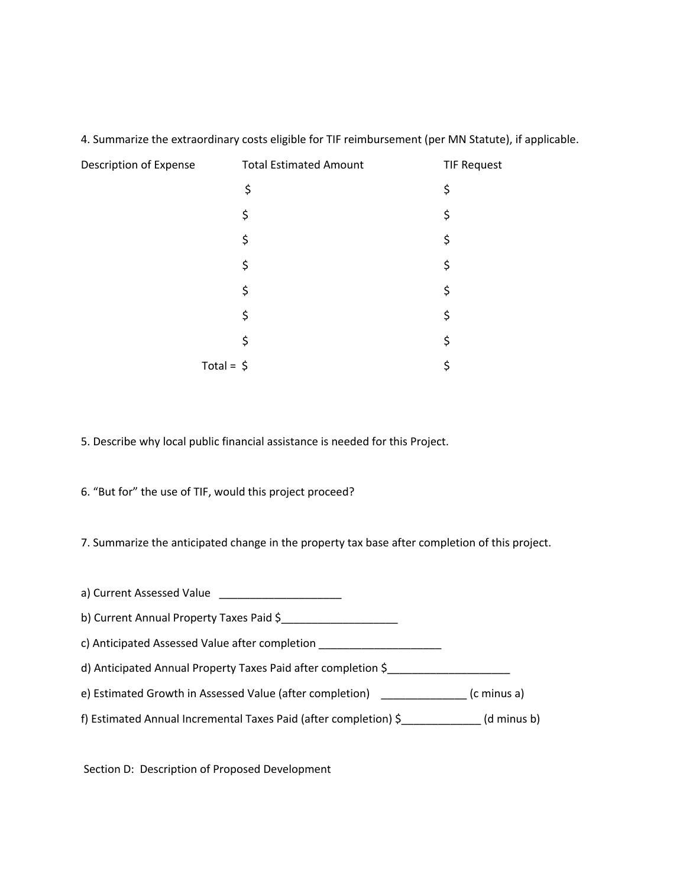4. Summarize the extraordinary costs eligible for TIF reimbursement (per MN Statute), if applicable.

| Description of Expense | Total Estimated Amount | TIF Request |
| --- | --- | --- |
| | $ | $ |
| | $ | $ |
| | $ | $ |
| | $ | $ |
| | $ | $ |
| | $ | $ |
| | $ | $ |
| Total = | $ | $ |

5. Describe why local public financial assistance is needed for this Project.

6. "But for" the use of TIF, would this project proceed?

7. Summarize the anticipated change in the property tax base after completion of this project.

a) Current Assessed Value ____________________

b) Current Annual Property Taxes Paid $___________________

c) Anticipated Assessed Value after completion ____________________

d) Anticipated Annual Property Taxes Paid after completion $____________________

e) Estimated Growth in Assessed Value (after completion) ______________ (c minus a)

f) Estimated Annual Incremental Taxes Paid (after completion) $_____________ (d minus b)

Section D: Description of Proposed Development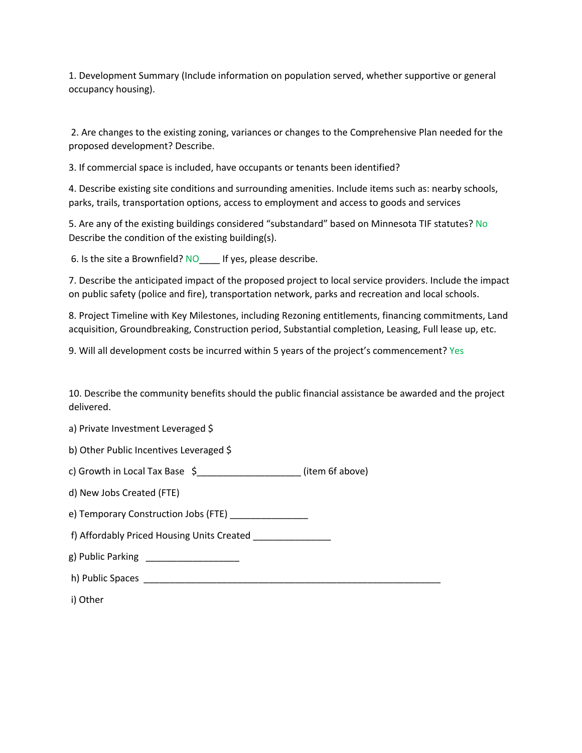1. Development Summary (Include information on population served, whether supportive or general occupancy housing).

2. Are changes to the existing zoning, variances or changes to the Comprehensive Plan needed for the proposed development? Describe.

3. If commercial space is included, have occupants or tenants been identified?

4. Describe existing site conditions and surrounding amenities. Include items such as: nearby schools, parks, trails, transportation options, access to employment and access to goods and services

5. Are any of the existing buildings considered "substandard" based on Minnesota TIF statutes? No
Describe the condition of the existing building(s).

6. Is the site a Brownfield? NO____ If yes, please describe.

7. Describe the anticipated impact of the proposed project to local service providers. Include the impact on public safety (police and fire), transportation network, parks and recreation and local schools.

8. Project Timeline with Key Milestones, including Rezoning entitlements, financing commitments, Land acquisition, Groundbreaking, Construction period, Substantial completion, Leasing, Full lease up, etc.

9. Will all development costs be incurred within 5 years of the project's commencement? Yes

10. Describe the community benefits should the public financial assistance be awarded and the project delivered.

a) Private Investment Leveraged $

b) Other Public Incentives Leveraged $

c) Growth in Local Tax Base $____________________ (item 6f above)

d) New Jobs Created (FTE)

e) Temporary Construction Jobs (FTE) _______________

f) Affordably Priced Housing Units Created _______________

g) Public Parking __________________

h) Public Spaces ____________________________________________________________

i) Other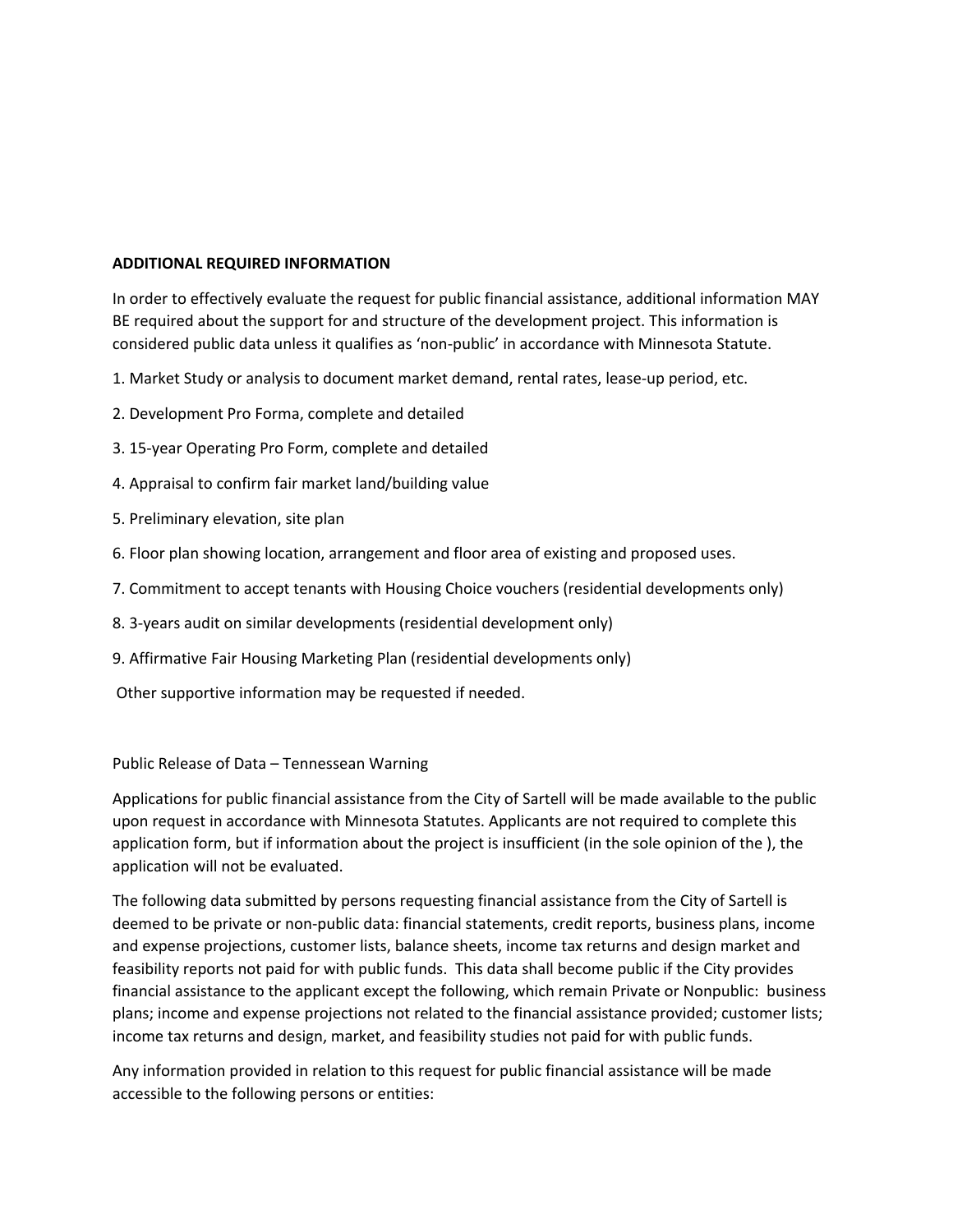**ADDITIONAL REQUIRED INFORMATION**

In order to effectively evaluate the request for public financial assistance, additional information MAY BE required about the support for and structure of the development project. This information is considered public data unless it qualifies as 'non-public' in accordance with Minnesota Statute.

1. Market Study or analysis to document market demand, rental rates, lease-up period, etc.
2. Development Pro Forma, complete and detailed
3. 15-year Operating Pro Form, complete and detailed
4. Appraisal to confirm fair market land/building value
5. Preliminary elevation, site plan
6. Floor plan showing location, arrangement and floor area of existing and proposed uses.
7. Commitment to accept tenants with Housing Choice vouchers (residential developments only)
8. 3-years audit on similar developments (residential development only)
9. Affirmative Fair Housing Marketing Plan (residential developments only)

Other supportive information may be requested if needed.

Public Release of Data – Tennessean Warning

Applications for public financial assistance from the City of Sartell will be made available to the public upon request in accordance with Minnesota Statutes. Applicants are not required to complete this application form, but if information about the project is insufficient (in the sole opinion of the ), the application will not be evaluated.

The following data submitted by persons requesting financial assistance from the City of Sartell is deemed to be private or non-public data: financial statements, credit reports, business plans, income and expense projections, customer lists, balance sheets, income tax returns and design market and feasibility reports not paid for with public funds. This data shall become public if the City provides financial assistance to the applicant except the following, which remain Private or Nonpublic: business plans; income and expense projections not related to the financial assistance provided; customer lists; income tax returns and design, market, and feasibility studies not paid for with public funds.

Any information provided in relation to this request for public financial assistance will be made accessible to the following persons or entities: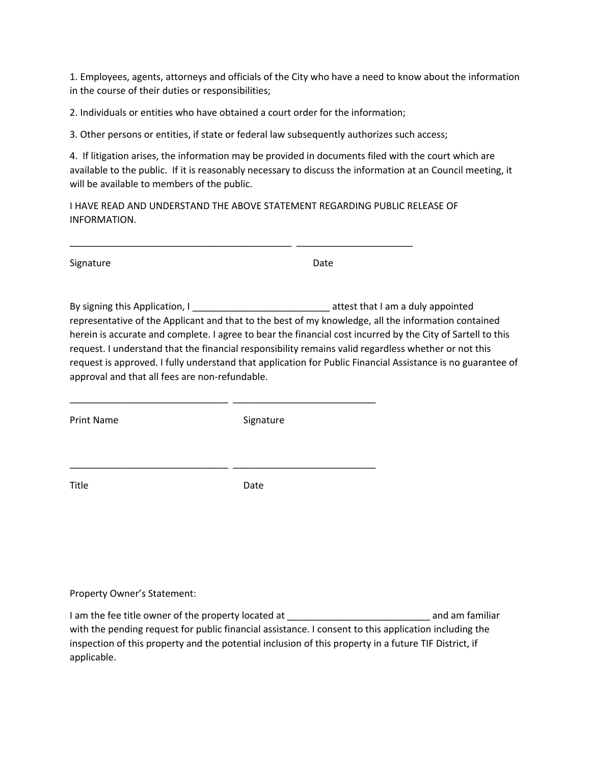1. Employees, agents, attorneys and officials of the City who have a need to know about the information in the course of their duties or responsibilities;

2. Individuals or entities who have obtained a court order for the information;

3. Other persons or entities, if state or federal law subsequently authorizes such access;

4. If litigation arises, the information may be provided in documents filed with the court which are available to the public. If it is reasonably necessary to discuss the information at an Council meeting, it will be available to members of the public.

I HAVE READ AND UNDERSTAND THE ABOVE STATEMENT REGARDING PUBLIC RELEASE OF INFORMATION.

\_\_\_\_\_\_\_\_\_\_\_\_\_\_\_\_\_\_\_\_\_\_\_\_\_\_\_\_\_\_\_\_\_\_\_\_\_\_\_\_\_\_\_\_ \_\_\_\_\_\_\_\_\_\_\_\_\_\_\_\_\_\_\_\_\_\_\_

Signature Date

By signing this Application, I \_\_\_\_\_\_\_\_\_\_\_\_\_\_\_\_\_\_\_\_\_\_\_\_\_\_ attest that I am a duly appointed representative of the Applicant and that to the best of my knowledge, all the information contained herein is accurate and complete. I agree to bear the financial cost incurred by the City of Sartell to this request. I understand that the financial responsibility remains valid regardless whether or not this request is approved. I fully understand that application for Public Financial Assistance is no guarantee of approval and that all fees are non-refundable.

\_\_\_\_\_\_\_\_\_\_\_\_\_\_\_\_\_\_\_\_\_\_\_\_\_\_\_\_\_\_\_ \_\_\_\_\_\_\_\_\_\_\_\_\_\_\_\_\_\_\_\_\_\_\_\_\_\_\_\_

Print Name Signature

\_\_\_\_\_\_\_\_\_\_\_\_\_\_\_\_\_\_\_\_\_\_\_\_\_\_\_\_\_\_\_ \_\_\_\_\_\_\_\_\_\_\_\_\_\_\_\_\_\_\_\_\_\_\_\_\_\_\_\_

Title Date

Property Owner's Statement:

I am the fee title owner of the property located at \_\_\_\_\_\_\_\_\_\_\_\_\_\_\_\_\_\_\_\_\_\_\_\_\_\_\_\_ and am familiar with the pending request for public financial assistance. I consent to this application including the inspection of this property and the potential inclusion of this property in a future TIF District, if applicable.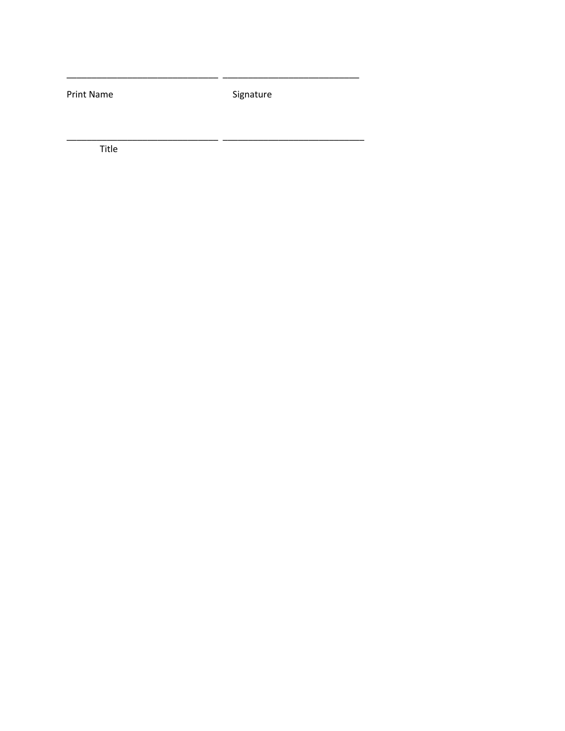\_\_\_\_\_\_\_\_\_\_\_\_\_\_\_\_\_\_\_\_\_\_\_\_\_\_\_\_\_\_ \_\_\_\_\_\_\_\_\_\_\_\_\_\_\_\_\_\_\_\_\_\_\_\_\_\_\_

Print Name Signature

\_\_\_\_\_\_\_\_\_\_\_\_\_\_\_\_\_\_\_\_\_\_\_\_\_\_\_\_\_\_ \_\_\_\_\_\_\_\_\_\_\_\_\_\_\_\_\_\_\_\_\_\_\_\_\_\_\_\_

Title